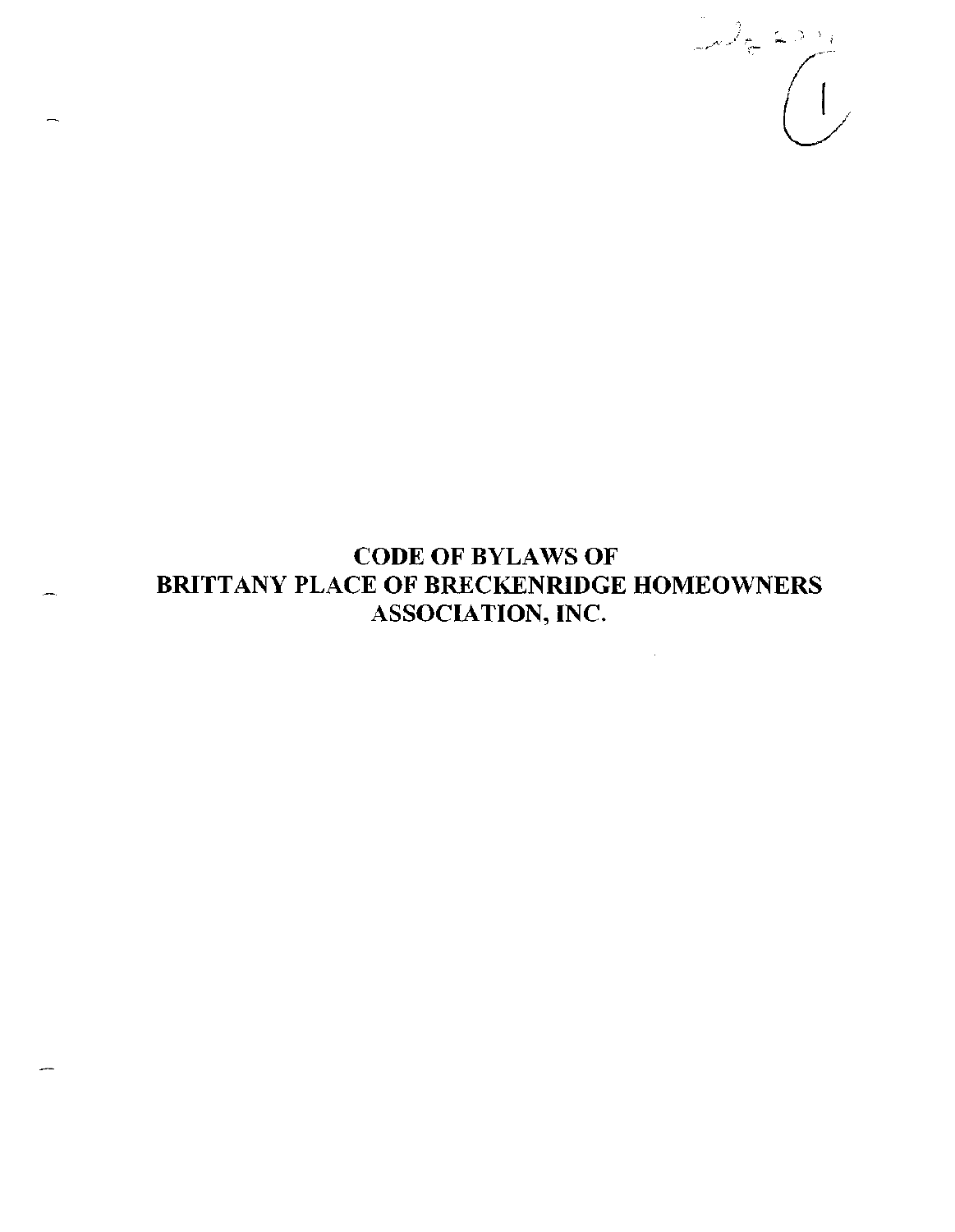# CODE OF BYLAWS OF BRITTANY PLACE OF BRECKENRIDGE HOMEOWNERS ASSOCIATION, INC.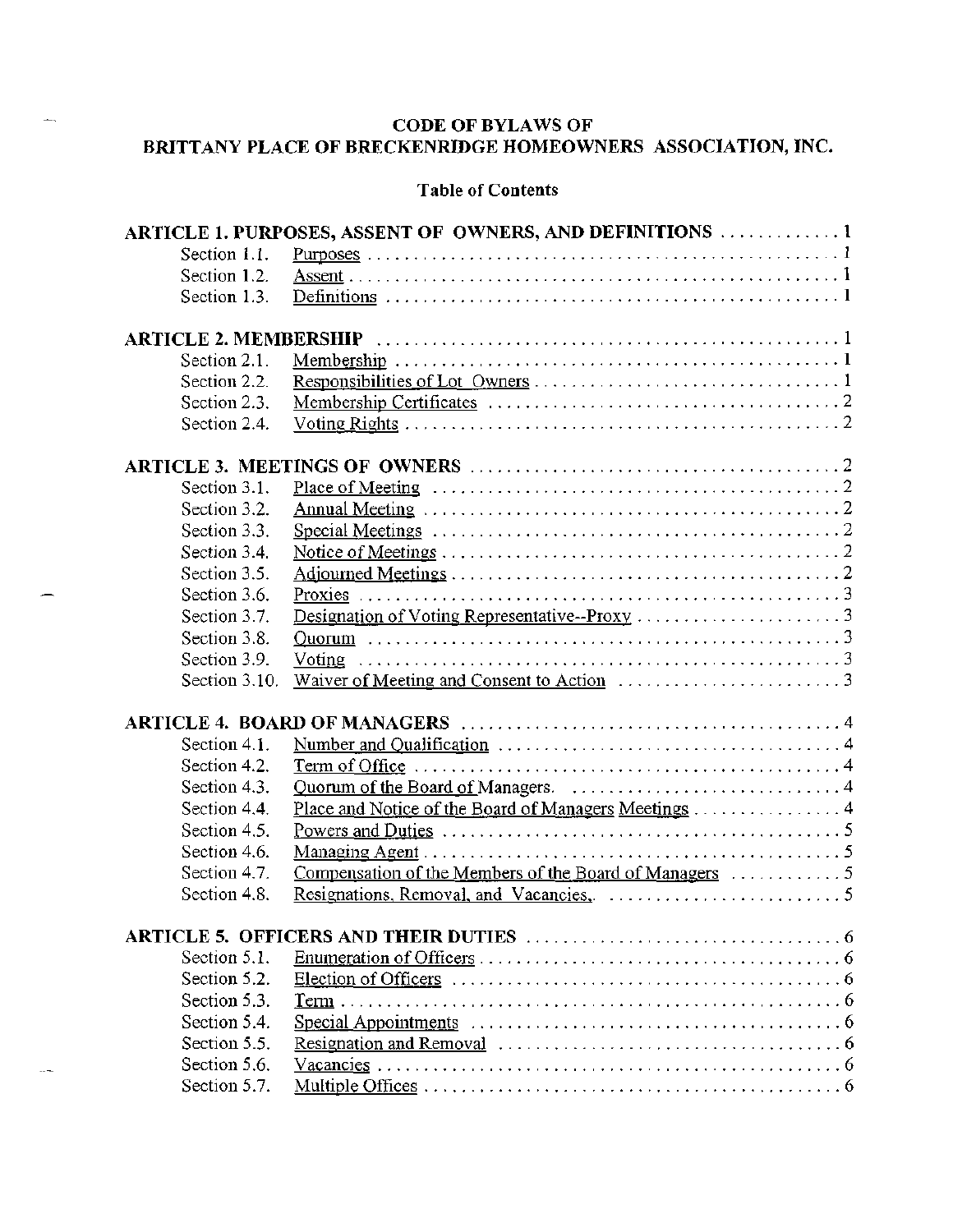# CODE OF BYLAWS OF
# BRITTANY PLACE OF BRECKENRIDGE HOMEOWNERS ASSOCIATION, INC.

## Table of Contents

| | | |
|---|---|---|
| **ARTICLE 1. PURPOSES, ASSENT OF OWNERS, AND DEFINITIONS** | | **1** |
| Section 1.1. | Purposes | 1 |
| Section 1.2. | Assent | 1 |
| Section 1.3. | Definitions | 1 |
| **ARTICLE 2. MEMBERSHIP** | | **1** |
| Section 2.1. | Membership | 1 |
| Section 2.2. | Responsibilities of Lot Owners | 1 |
| Section 2.3. | Membership Certificates | 2 |
| Section 2.4. | Voting Rights | 2 |
| **ARTICLE 3. MEETINGS OF OWNERS** | | **2** |
| Section 3.1. | Place of Meeting | 2 |
| Section 3.2. | Annual Meeting | 2 |
| Section 3.3. | Special Meetings | 2 |
| Section 3.4. | Notice of Meetings | 2 |
| Section 3.5. | Adjourned Meetings | 2 |
| Section 3.6. | Proxies | 3 |
| Section 3.7. | Designation of Voting Representative--Proxy | 3 |
| Section 3.8. | Quorum | 3 |
| Section 3.9. | Voting | 3 |
| Section 3.10. | Waiver of Meeting and Consent to Action | 3 |
| **ARTICLE 4. BOARD OF MANAGERS** | | **4** |
| Section 4.1. | Number and Qualification | 4 |
| Section 4.2. | Term of Office | 4 |
| Section 4.3. | Quorum of the Board of Managers. | 4 |
| Section 4.4. | Place and Notice of the Board of Managers Meetings | 4 |
| Section 4.5. | Powers and Duties | 5 |
| Section 4.6. | Managing Agent | 5 |
| Section 4.7. | Compensation of the Members of the Board of Managers | 5 |
| Section 4.8. | Resignations, Removal, and Vacancies,. | 5 |
| **ARTICLE 5. OFFICERS AND THEIR DUTIES** | | **6** |
| Section 5.1. | Enumeration of Officers | 6 |
| Section 5.2. | Election of Officers | 6 |
| Section 5.3. | Term | 6 |
| Section 5.4. | Special Appointments | 6 |
| Section 5.5. | Resignation and Removal | 6 |
| Section 5.6. | Vacancies | 6 |
| Section 5.7. | Multiple Offices | 6 |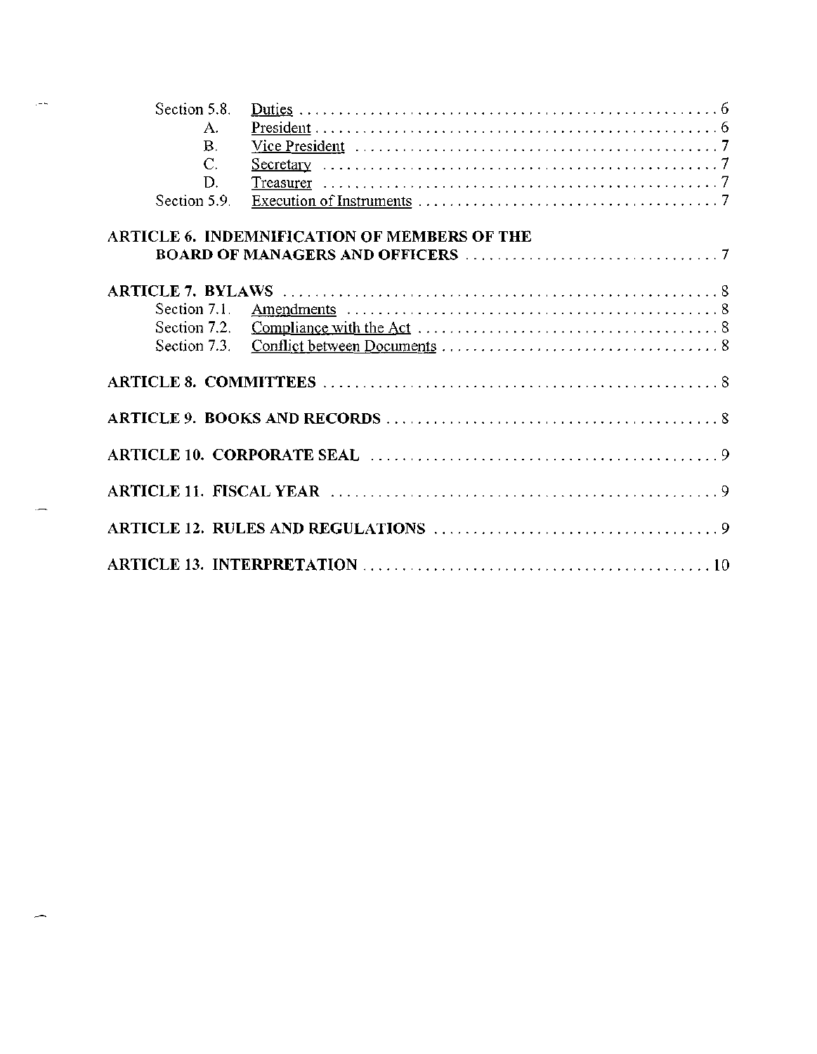| | | |
|---|---|---|
| Section 5.8. | Duties | 6 |
| A. | President | 6 |
| B. | Vice President | 7 |
| C. | Secretary | 7 |
| D. | Treasurer | 7 |
| Section 5.9. | Execution of Instruments | 7 |
| **ARTICLE 6. INDEMNIFICATION OF MEMBERS OF THE BOARD OF MANAGERS AND OFFICERS** | | 7 |
| **ARTICLE 7. BYLAWS** | | 8 |
| Section 7.1. | Amendments | 8 |
| Section 7.2. | Compliance with the Act | 8 |
| Section 7.3. | Conflict between Documents | 8 |
| **ARTICLE 8. COMMITTEES** | | 8 |
| **ARTICLE 9. BOOKS AND RECORDS** | | 8 |
| **ARTICLE 10. CORPORATE SEAL** | | 9 |
| **ARTICLE 11. FISCAL YEAR** | | 9 |
| **ARTICLE 12. RULES AND REGULATIONS** | | 9 |
| **ARTICLE 13. INTERPRETATION** | | 10 |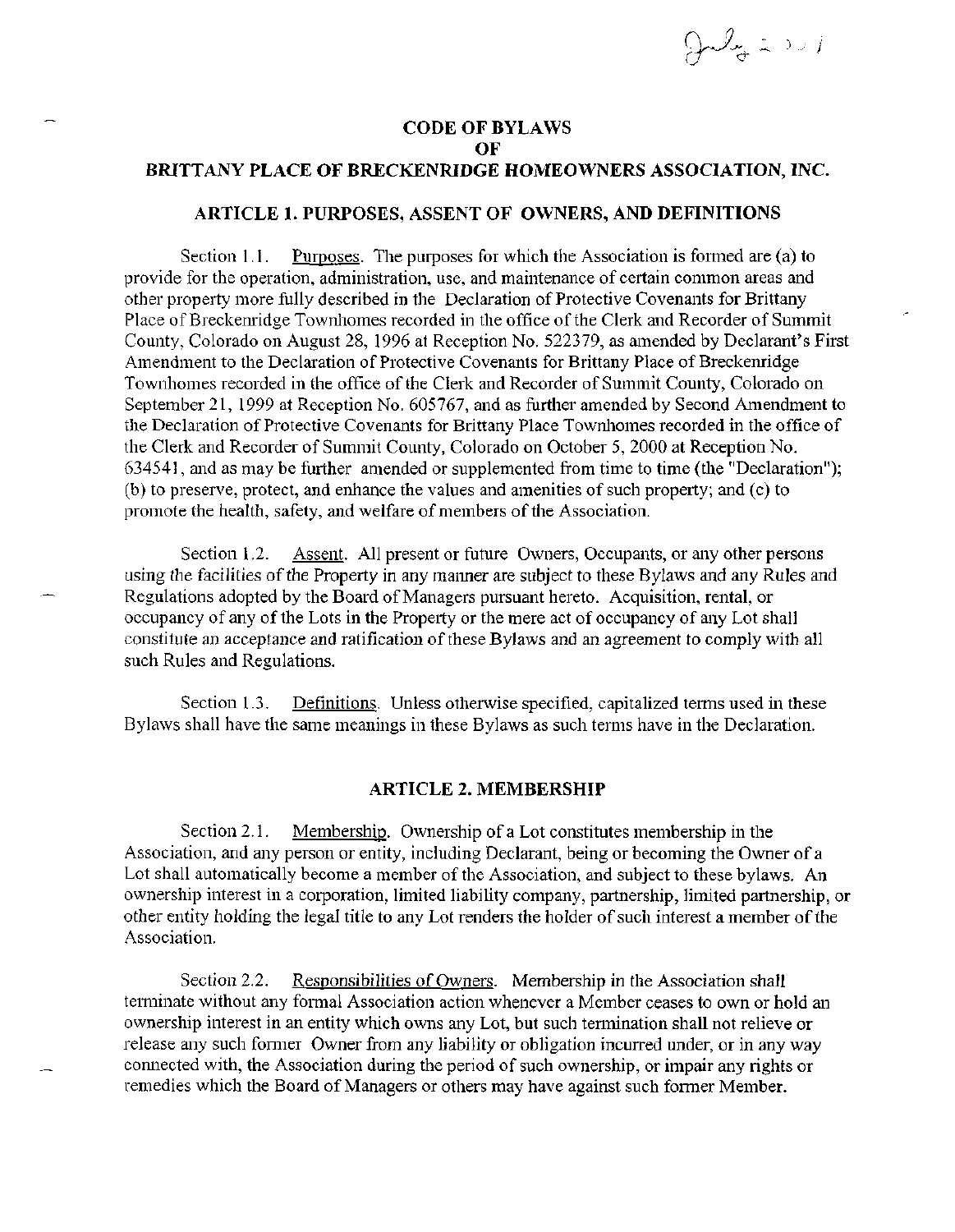# CODE OF BYLAWS
# OF
# *BRITTANY PLACE OF BRECKENRIDGE HOMEOWNERS ASSOCIATION, INC.*

## ARTICLE 1. PURPOSES, ASSENT OF OWNERS, AND DEFINITIONS

Section 1.1. Purposes. The purposes for which the Association is formed are (a) to provide for the operation, administration, use, and maintenance of certain common areas and other property more fully described in the Declaration of Protective Covenants for Brittany Place of Breckenridge Townhomes recorded in the office of the Clerk and Recorder of Summit County, Colorado on August 28, 1996 at Reception No. 522379, as amended by Declarant's First Amendment to the Declaration of Protective Covenants for Brittany Place of Breckenridge Townhomes recorded in the office of the Clerk and Recorder of Summit County, Colorado on September 21, 1999 at Reception No. 605767, and as further amended by Second Amendment to the Declaration of Protective Covenants for Brittany Place Townhomes recorded in the office of the Clerk and Recorder of Summit County, Colorado on October 5, 2000 at Reception No. 634541, and as may be further amended or supplemented from time to time (the "Declaration"); (b) to preserve, protect, and enhance the values and amenities of such property; and (c) to promote the health, safety, and welfare of members of the Association.

Section 1.2. Assent. All present or future Owners, Occupants, or any other persons using the facilities of the Property in any manner are subject to these Bylaws and any Rules and Regulations adopted by the Board of Managers pursuant hereto. Acquisition, rental, or occupancy of any of the Lots in the Property or the mere act of occupancy of any Lot shall constitute an acceptance and ratification of these Bylaws and an agreement to comply with all such Rules and Regulations.

Section 1.3. Definitions. Unless otherwise specified, capitalized terms used in these Bylaws shall have the same meanings in these Bylaws as such terms have in the Declaration.

## ARTICLE 2. MEMBERSHIP

Section 2.1. Membership. Ownership of a Lot constitutes membership in the Association, and any person or entity, including Declarant, being or becoming the Owner of a Lot shall automatically become a member of the Association, and subject to these bylaws. An ownership interest in a corporation, limited liability company, partnership, limited partnership, or other entity holding the legal title to any Lot renders the holder of such interest a member of the Association.

Section 2.2. Responsibilities of Owners. Membership in the Association shall terminate without any formal Association action whenever a Member ceases to own or hold an ownership interest in an entity which owns any Lot, but such termination shall not relieve or release any such former Owner from any liability or obligation incurred under, or in any way connected with, the Association during the period of such ownership, or impair any rights or remedies which the Board of Managers or others may have against such former Member.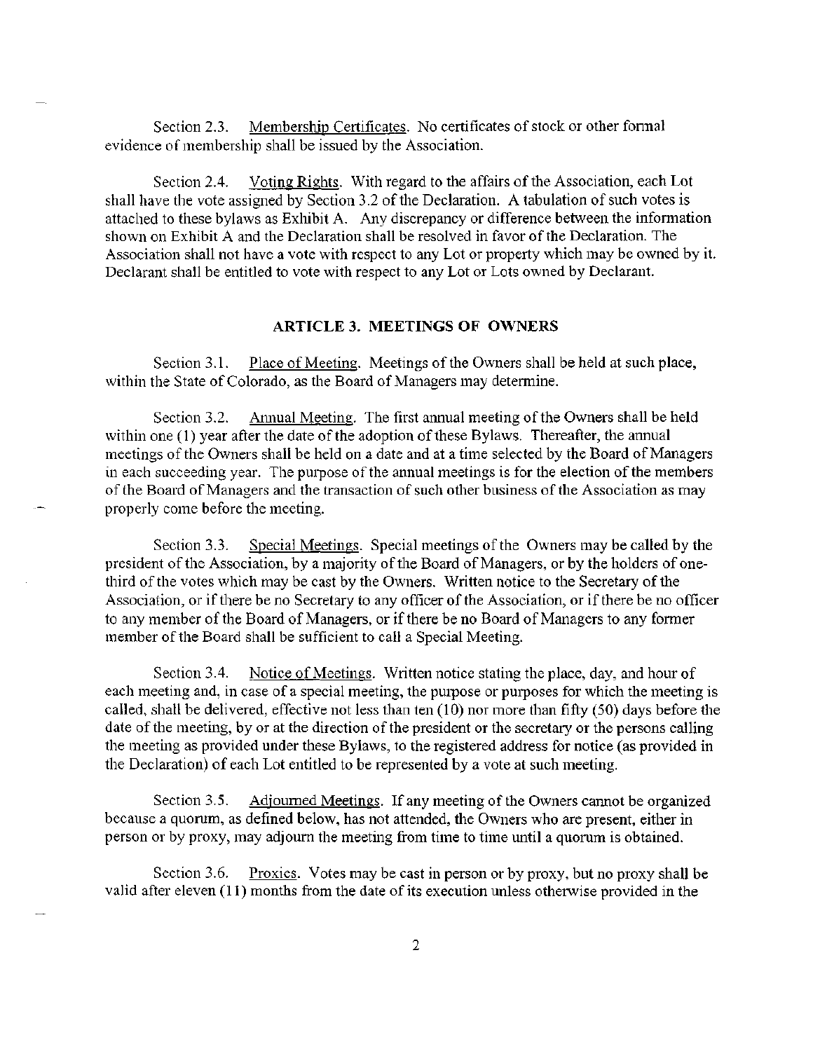Section 2.3. Membership Certificates. No certificates of stock or other formal evidence of membership shall be issued by the Association.

Section 2.4. Voting Rights. With regard to the affairs of the Association, each Lot shall have the vote assigned by Section 3.2 of the Declaration. A tabulation of such votes is attached to these bylaws as Exhibit A. Any discrepancy or difference between the information shown on Exhibit A and the Declaration shall be resolved in favor of the Declaration. The Association shall not have a vote with respect to any Lot or property which may be owned by it. Declarant shall be entitled to vote with respect to any Lot or Lots owned by Declarant.

## ARTICLE 3. MEETINGS OF OWNERS

Section 3.1. Place of Meeting. Meetings of the Owners shall be held at such place, within the State of Colorado, as the Board of Managers may determine.

Section 3.2. Annual Meeting. The first annual meeting of the Owners shall be held within one (1) year after the date of the adoption of these Bylaws. Thereafter, the annual meetings of the Owners shall be held on a date and at a time selected by the Board of Managers in each succeeding year. The purpose of the annual meetings is for the election of the members of the Board of Managers and the transaction of such other business of the Association as may properly come before the meeting.

Section 3.3. Special Meetings. Special meetings of the Owners may be called by the president of the Association, by a majority of the Board of Managers, or by the holders of one-third of the votes which may be cast by the Owners. Written notice to the Secretary of the Association, or if there be no Secretary to any officer of the Association, or if there be no officer to any member of the Board of Managers, or if there be no Board of Managers to any former member of the Board shall be sufficient to call a Special Meeting.

Section 3.4. Notice of Meetings. Written notice stating the place, day, and hour of each meeting and, in case of a special meeting, the purpose or purposes for which the meeting is called, shall be delivered, effective not less than ten (10) nor more than fifty (50) days before the date of the meeting, by or at the direction of the president or the secretary or the persons calling the meeting as provided under these Bylaws, to the registered address for notice (as provided in the Declaration) of each Lot entitled to be represented by a vote at such meeting.

Section 3.5. Adjourned Meetings. If any meeting of the Owners cannot be organized because a quorum, as defined below, has not attended, the Owners who are present, either in person or by proxy, may adjourn the meeting from time to time until a quorum is obtained.

Section 3.6. Proxies. Votes may be cast in person or by proxy, but no proxy shall be valid after eleven (11) months from the date of its execution unless otherwise provided in the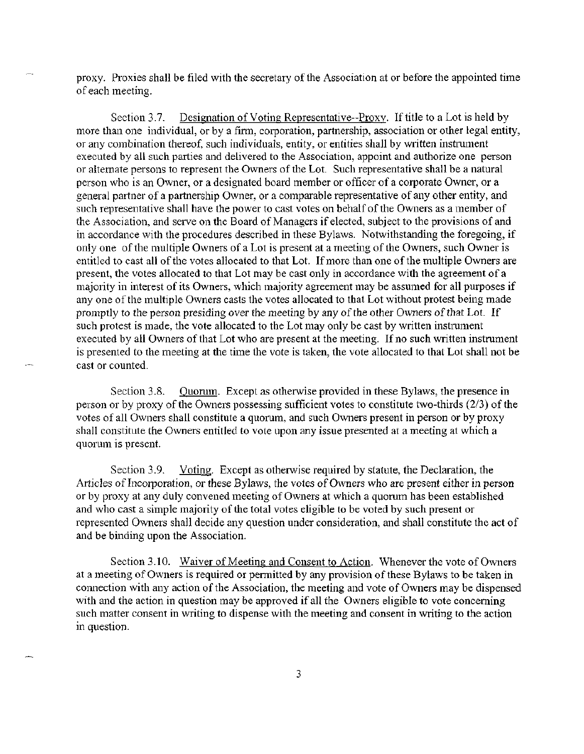proxy. Proxies shall be filed with the secretary of the Association at or before the appointed time of each meeting.

Section 3.7. <u>Designation of Voting Representative--Proxy</u>. If title to a Lot is held by more than one individual, or by a firm, corporation, partnership, association or other legal entity, or any combination thereof, such individuals, entity, or entities shall by written instrument executed by all such parties and delivered to the Association, appoint and authorize one person or alternate persons to represent the Owners of the Lot. Such representative shall be a natural person who is an Owner, or a designated board member or officer of a corporate Owner, or a general partner of a partnership Owner, or a comparable representative of any other entity, and such representative shall have the power to cast votes on behalf of the Owners as a member of the Association, and serve on the Board of Managers if elected, subject to the provisions of and in accordance with the procedures described in these Bylaws. Notwithstanding the foregoing, if only one of the multiple Owners of a Lot is present at a meeting of the Owners, such Owner is entitled to cast all of the votes allocated to that Lot. If more than one of the multiple Owners are present, the votes allocated to that Lot may be cast only in accordance with the agreement of a majority in interest of its Owners, which majority agreement may be assumed for all purposes if any one of the multiple Owners casts the votes allocated to that Lot without protest being made promptly to the person presiding over the meeting by any of the other Owners of that Lot. If such protest is made, the vote allocated to the Lot may only be cast by written instrument executed by all Owners of that Lot who are present at the meeting. If no such written instrument is presented to the meeting at the time the vote is taken, the vote allocated to that Lot shall not be cast or counted.

Section 3.8. <u>Quorum</u>. Except as otherwise provided in these Bylaws, the presence in person or by proxy of the Owners possessing sufficient votes to constitute two-thirds (2/3) of the votes of all Owners shall constitute a quorum, and such Owners present in person or by proxy shall constitute the Owners entitled to vote upon any issue presented at a meeting at which a quorum is present.

Section 3.9. <u>Voting</u>. Except as otherwise required by statute, the Declaration, the Articles of Incorporation, or these Bylaws, the votes of Owners who are present either in person or by proxy at any duly convened meeting of Owners at which a quorum has been established and who cast a simple majority of the total votes eligible to be voted by such present or represented Owners shall decide any question under consideration, and shall constitute the act of and be binding upon the Association.

Section 3.10. <u>Waiver of Meeting and Consent to Action</u>. Whenever the vote of Owners at a meeting of Owners is required or permitted by any provision of these Bylaws to be taken in connection with any action of the Association, the meeting and vote of Owners may be dispensed with and the action in question may be approved if all the Owners eligible to vote concerning such matter consent in writing to dispense with the meeting and consent in writing to the action in question.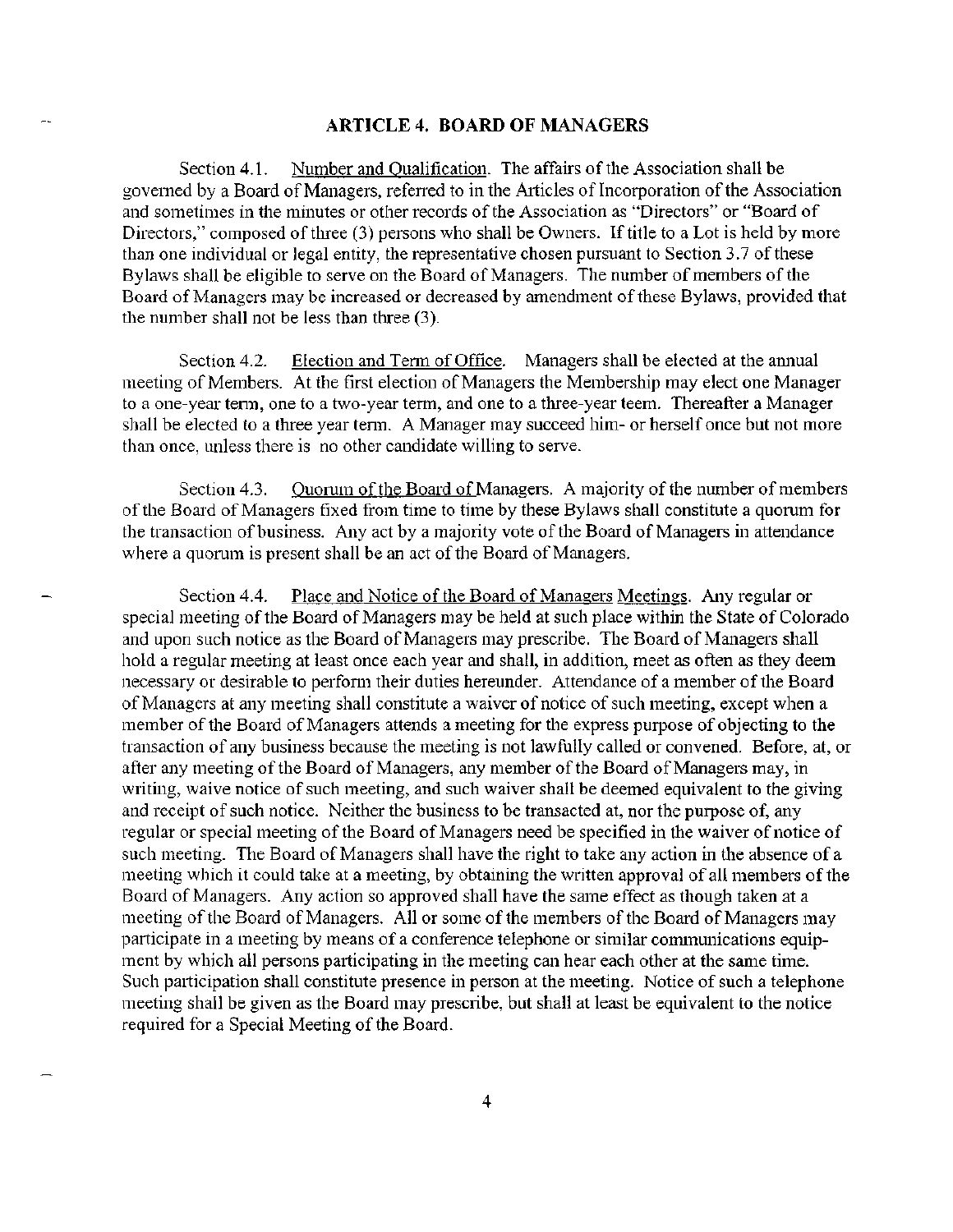## ARTICLE 4. BOARD OF MANAGERS

Section 4.1. Number and Qualification. The affairs of the Association shall be governed by a Board of Managers, referred to in the Articles of Incorporation of the Association and sometimes in the minutes or other records of the Association as "Directors" or "Board of Directors," composed of three (3) persons who shall be Owners. If title to a Lot is held by more than one individual or legal entity, the representative chosen pursuant to Section 3.7 of these Bylaws shall be eligible to serve on the Board of Managers. The number of members of the Board of Managers may be increased or decreased by amendment of these Bylaws, provided that the number shall not be less than three (3).

Section 4.2. Election and Term of Office. Managers shall be elected at the annual meeting of Members. At the first election of Managers the Membership may elect one Manager to a one-year term, one to a two-year term, and one to a three-year teem. Thereafter a Manager shall be elected to a three year term. A Manager may succeed him- or herself once but not more than once, unless there is no other candidate willing to serve.

Section 4.3. Quorum of the Board of Managers. A majority of the number of members of the Board of Managers fixed from time to time by these Bylaws shall constitute a quorum for the transaction of business. Any act by a majority vote of the Board of Managers in attendance where a quorum is present shall be an act of the Board of Managers.

Section 4.4. Place and Notice of the Board of Managers Meetings. Any regular or special meeting of the Board of Managers may be held at such place within the State of Colorado and upon such notice as the Board of Managers may prescribe. The Board of Managers shall hold a regular meeting at least once each year and shall, in addition, meet as often as they deem necessary or desirable to perform their duties hereunder. Attendance of a member of the Board of Managers at any meeting shall constitute a waiver of notice of such meeting, except when a member of the Board of Managers attends a meeting for the express purpose of objecting to the transaction of any business because the meeting is not lawfully called or convened. Before, at, or after any meeting of the Board of Managers, any member of the Board of Managers may, in writing, waive notice of such meeting, and such waiver shall be deemed equivalent to the giving and receipt of such notice. Neither the business to be transacted at, nor the purpose of, any regular or special meeting of the Board of Managers need be specified in the waiver of notice of such meeting. The Board of Managers shall have the right to take any action in the absence of a meeting which it could take at a meeting, by obtaining the written approval of all members of the Board of Managers. Any action so approved shall have the same effect as though taken at a meeting of the Board of Managers. All or some of the members of the Board of Managers may participate in a meeting by means of a conference telephone or similar communications equipment by which all persons participating in the meeting can hear each other at the same time. Such participation shall constitute presence in person at the meeting. Notice of such a telephone meeting shall be given as the Board may prescribe, but shall at least be equivalent to the notice required for a Special Meeting of the Board.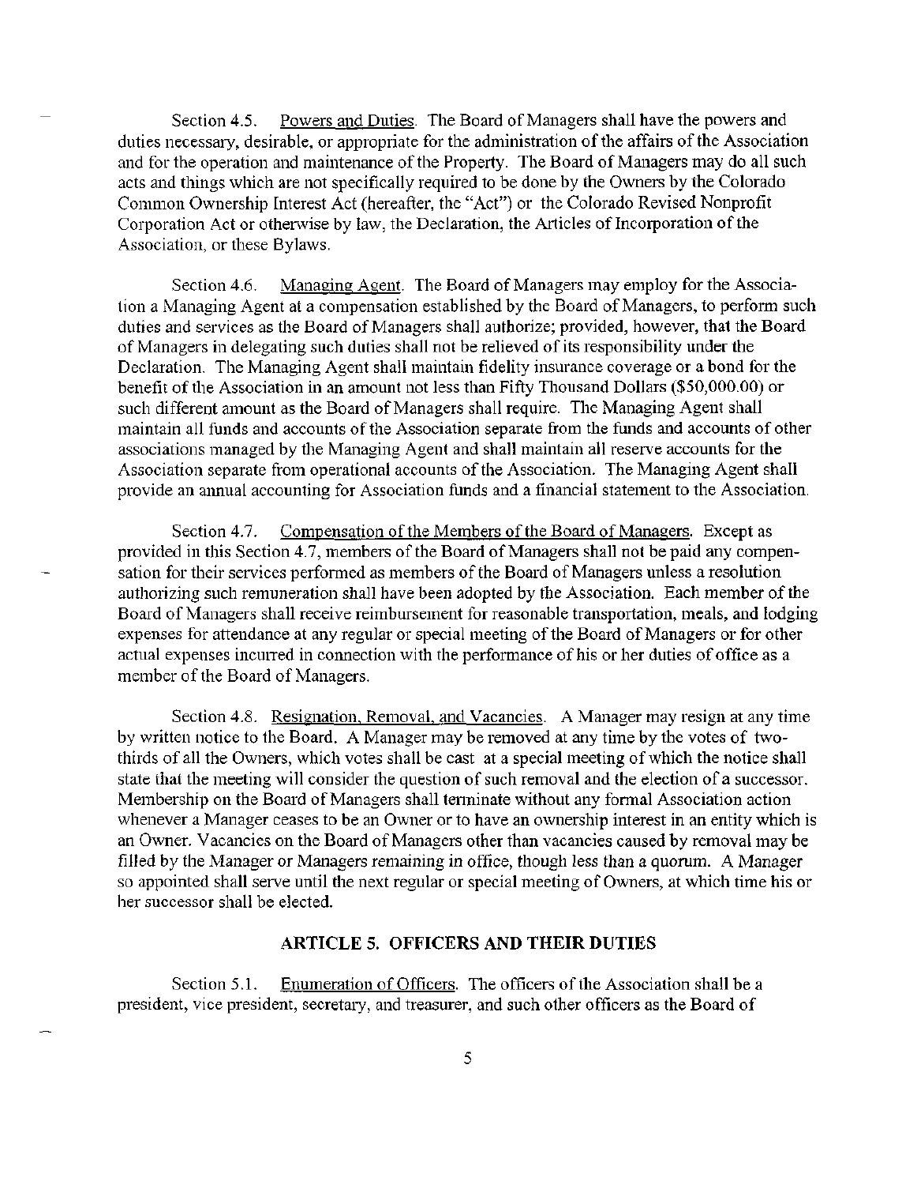Section 4.5. Powers and Duties. The Board of Managers shall have the powers and duties necessary, desirable, or appropriate for the administration of the affairs of the Association and for the operation and maintenance of the Property. The Board of Managers may do all such acts and things which are not specifically required to be done by the Owners by the Colorado Common Ownership Interest Act (hereafter, the "Act") or the Colorado Revised Nonprofit Corporation Act or otherwise by law, the Declaration, the Articles of Incorporation of the Association, or these Bylaws.

Section 4.6. Managing Agent. The Board of Managers may employ for the Association a Managing Agent at a compensation established by the Board of Managers, to perform such duties and services as the Board of Managers shall authorize; provided, however, that the Board of Managers in delegating such duties shall not be relieved of its responsibility under the Declaration. The Managing Agent shall maintain fidelity insurance coverage or a bond for the benefit of the Association in an amount not less than Fifty Thousand Dollars ($50,000.00) or such different amount as the Board of Managers shall require. The Managing Agent shall maintain all funds and accounts of the Association separate from the funds and accounts of other associations managed by the Managing Agent and shall maintain all reserve accounts for the Association separate from operational accounts of the Association. The Managing Agent shall provide an annual accounting for Association funds and a financial statement to the Association.

Section 4.7. Compensation of the Members of the Board of Managers. Except as provided in this Section 4.7, members of the Board of Managers shall not be paid any compensation for their services performed as members of the Board of Managers unless a resolution authorizing such remuneration shall have been adopted by the Association. Each member of the Board of Managers shall receive reimbursement for reasonable transportation, meals, and lodging expenses for attendance at any regular or special meeting of the Board of Managers or for other actual expenses incurred in connection with the performance of his or her duties of office as a member of the Board of Managers.

Section 4.8. Resignation, Removal, and Vacancies. A Manager may resign at any time by written notice to the Board. A Manager may be removed at any time by the votes of two-thirds of all the Owners, which votes shall be cast at a special meeting of which the notice shall state that the meeting will consider the question of such removal and the election of a successor. Membership on the Board of Managers shall terminate without any formal Association action whenever a Manager ceases to be an Owner or to have an ownership interest in an entity which is an Owner. Vacancies on the Board of Managers other than vacancies caused by removal may be filled by the Manager or Managers remaining in office, though less than a quorum. A Manager so appointed shall serve until the next regular or special meeting of Owners, at which time his or her successor shall be elected.

## ARTICLE 5. OFFICERS AND THEIR DUTIES

Section 5.1. Enumeration of Officers. The officers of the Association shall be a president, vice president, secretary, and treasurer, and such other officers as the Board of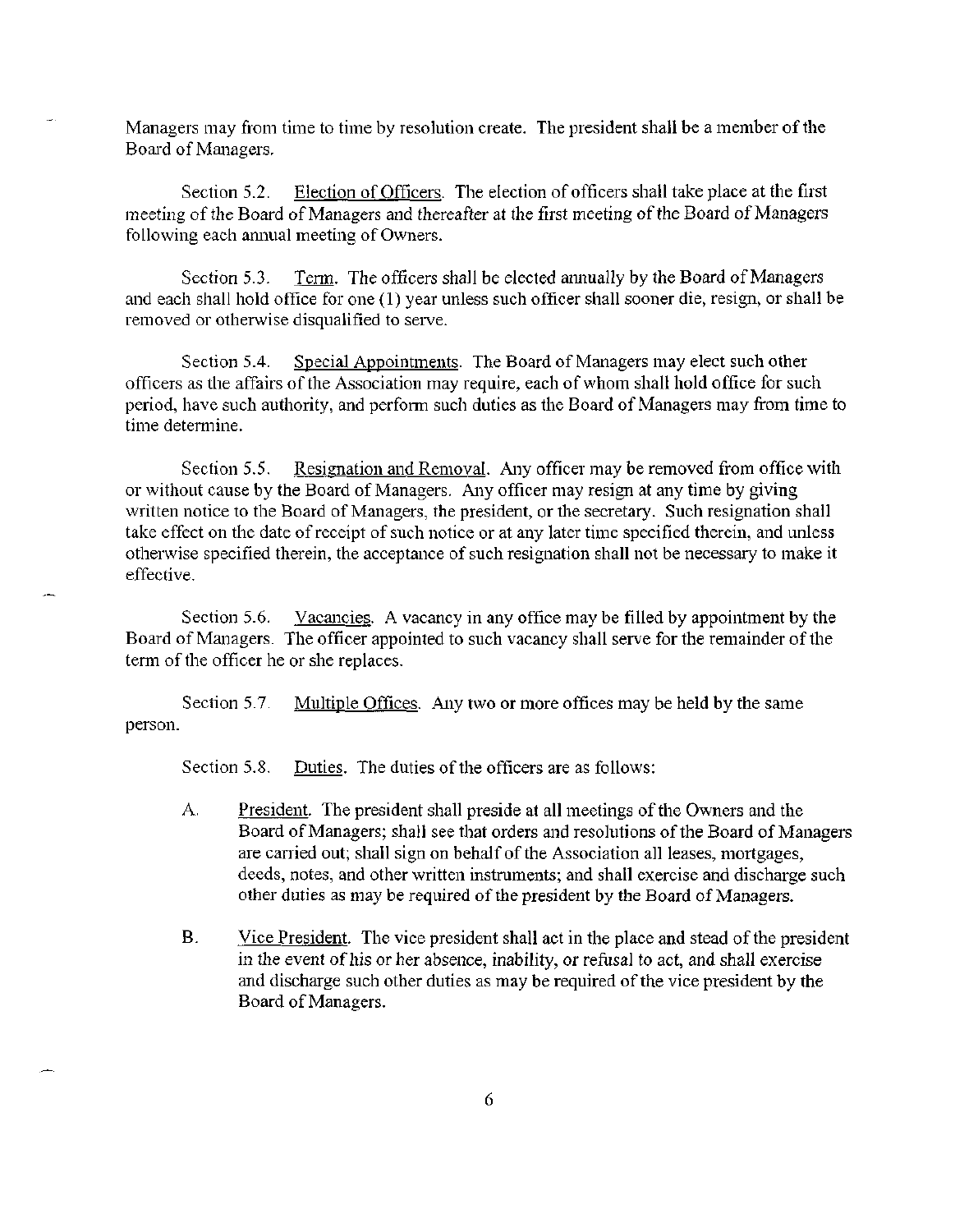Managers may from time to time by resolution create. The president shall be a member of the Board of Managers.

Section 5.2. Election of Officers. The election of officers shall take place at the first meeting of the Board of Managers and thereafter at the first meeting of the Board of Managers following each annual meeting of Owners.

Section 5.3. Term. The officers shall be elected annually by the Board of Managers and each shall hold office for one (1) year unless such officer shall sooner die, resign, or shall be removed or otherwise disqualified to serve.

Section 5.4. Special Appointments. The Board of Managers may elect such other officers as the affairs of the Association may require, each of whom shall hold office for such period, have such authority, and perform such duties as the Board of Managers may from time to time determine.

Section 5.5. Resignation and Removal. Any officer may be removed from office with or without cause by the Board of Managers. Any officer may resign at any time by giving written notice to the Board of Managers, the president, or the secretary. Such resignation shall take effect on the date of receipt of such notice or at any later time specified therein, and unless otherwise specified therein, the acceptance of such resignation shall not be necessary to make it effective.

Section 5.6. Vacancies. A vacancy in any office may be filled by appointment by the Board of Managers. The officer appointed to such vacancy shall serve for the remainder of the term of the officer he or she replaces.

Section 5.7. Multiple Offices. Any two or more offices may be held by the same person.

Section 5.8. Duties. The duties of the officers are as follows:

A. President. The president shall preside at all meetings of the Owners and the Board of Managers; shall see that orders and resolutions of the Board of Managers are carried out; shall sign on behalf of the Association all leases, mortgages, deeds, notes, and other written instruments; and shall exercise and discharge such other duties as may be required of the president by the Board of Managers.

B. Vice President. The vice president shall act in the place and stead of the president in the event of his or her absence, inability, or refusal to act, and shall exercise and discharge such other duties as may be required of the vice president by the Board of Managers.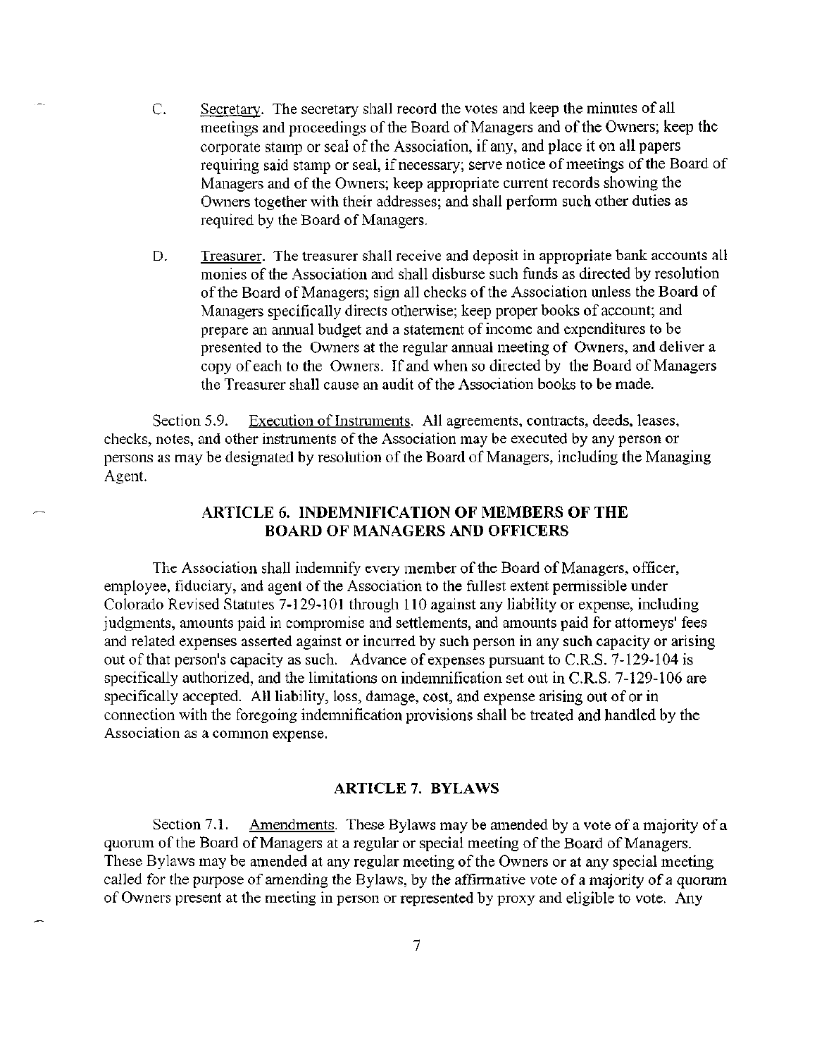C. Secretary. The secretary shall record the votes and keep the minutes of all meetings and proceedings of the Board of Managers and of the Owners; keep the corporate stamp or seal of the Association, if any, and place it on all papers requiring said stamp or seal, if necessary; serve notice of meetings of the Board of Managers and of the Owners; keep appropriate current records showing the Owners together with their addresses; and shall perform such other duties as required by the Board of Managers.

D. Treasurer. The treasurer shall receive and deposit in appropriate bank accounts all monies of the Association and shall disburse such funds as directed by resolution of the Board of Managers; sign all checks of the Association unless the Board of Managers specifically directs otherwise; keep proper books of account; and prepare an annual budget and a statement of income and expenditures to be presented to the Owners at the regular annual meeting of Owners, and deliver a copy of each to the Owners. If and when so directed by the Board of Managers the Treasurer shall cause an audit of the Association books to be made.

Section 5.9. Execution of Instruments. All agreements, contracts, deeds, leases, checks, notes, and other instruments of the Association may be executed by any person or persons as may be designated by resolution of the Board of Managers, including the Managing Agent.

## ARTICLE 6. INDEMNIFICATION OF MEMBERS OF THE BOARD OF MANAGERS AND OFFICERS

The Association shall indemnify every member of the Board of Managers, officer, employee, fiduciary, and agent of the Association to the fullest extent permissible under Colorado Revised Statutes 7-129-101 through 110 against any liability or expense, including judgments, amounts paid in compromise and settlements, and amounts paid for attorneys' fees and related expenses asserted against or incurred by such person in any such capacity or arising out of that person's capacity as such. Advance of expenses pursuant to C.R.S. 7-129-104 is specifically authorized, and the limitations on indemnification set out in C.R.S. 7-129-106 are specifically accepted. All liability, loss, damage, cost, and expense arising out of or in connection with the foregoing indemnification provisions shall be treated and handled by the Association as a common expense.

## ARTICLE 7. BYLAWS

Section 7.1. Amendments. These Bylaws may be amended by a vote of a majority of a quorum of the Board of Managers at a regular or special meeting of the Board of Managers. These Bylaws may be amended at any regular meeting of the Owners or at any special meeting called for the purpose of amending the Bylaws, by the affirmative vote of a majority of a quorum of Owners present at the meeting in person or represented by proxy and eligible to vote. Any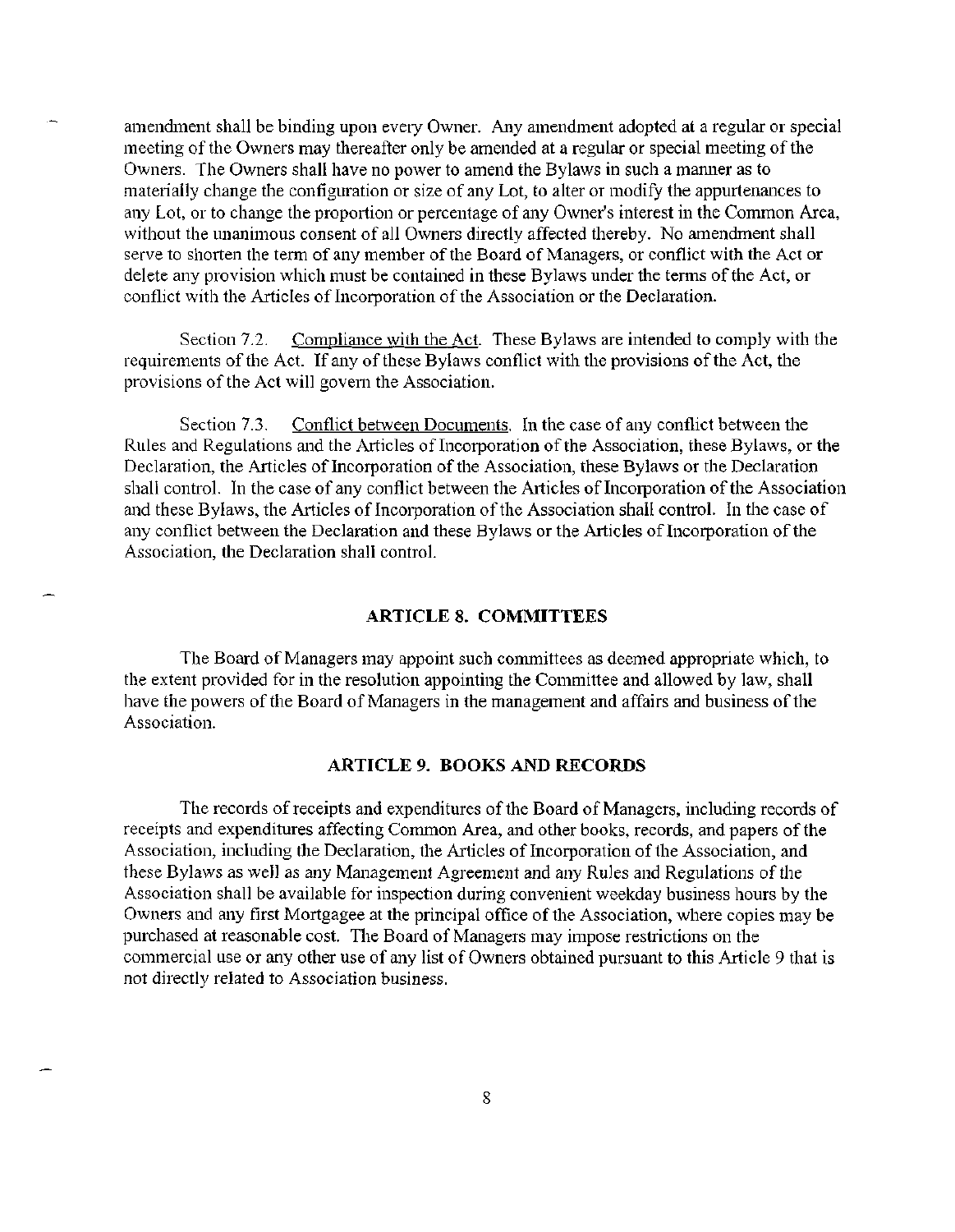amendment shall be binding upon every Owner. Any amendment adopted at a regular or special meeting of the Owners may thereafter only be amended at a regular or special meeting of the Owners. The Owners shall have no power to amend the Bylaws in such a manner as to materially change the configuration or size of any Lot, to alter or modify the appurtenances to any Lot, or to change the proportion or percentage of any Owner's interest in the Common Area, without the unanimous consent of all Owners directly affected thereby. No amendment shall serve to shorten the term of any member of the Board of Managers, or conflict with the Act or delete any provision which must be contained in these Bylaws under the terms of the Act, or conflict with the Articles of Incorporation of the Association or the Declaration.

Section 7.2. Compliance with the Act. These Bylaws are intended to comply with the requirements of the Act. If any of these Bylaws conflict with the provisions of the Act, the provisions of the Act will govern the Association.

Section 7.3. Conflict between Documents. In the case of any conflict between the Rules and Regulations and the Articles of Incorporation of the Association, these Bylaws, or the Declaration, the Articles of Incorporation of the Association, these Bylaws or the Declaration shall control. In the case of any conflict between the Articles of Incorporation of the Association and these Bylaws, the Articles of Incorporation of the Association shall control. In the case of any conflict between the Declaration and these Bylaws or the Articles of Incorporation of the Association, the Declaration shall control.

## ARTICLE 8. COMMITTEES

The Board of Managers may appoint such committees as deemed appropriate which, to the extent provided for in the resolution appointing the Committee and allowed by law, shall have the powers of the Board of Managers in the management and affairs and business of the Association.

## ARTICLE 9. BOOKS AND RECORDS

The records of receipts and expenditures of the Board of Managers, including records of receipts and expenditures affecting Common Area, and other books, records, and papers of the Association, including the Declaration, the Articles of Incorporation of the Association, and these Bylaws as well as any Management Agreement and any Rules and Regulations of the Association shall be available for inspection during convenient weekday business hours by the Owners and any first Mortgagee at the principal office of the Association, where copies may be purchased at reasonable cost. The Board of Managers may impose restrictions on the commercial use or any other use of any list of Owners obtained pursuant to this Article 9 that is not directly related to Association business.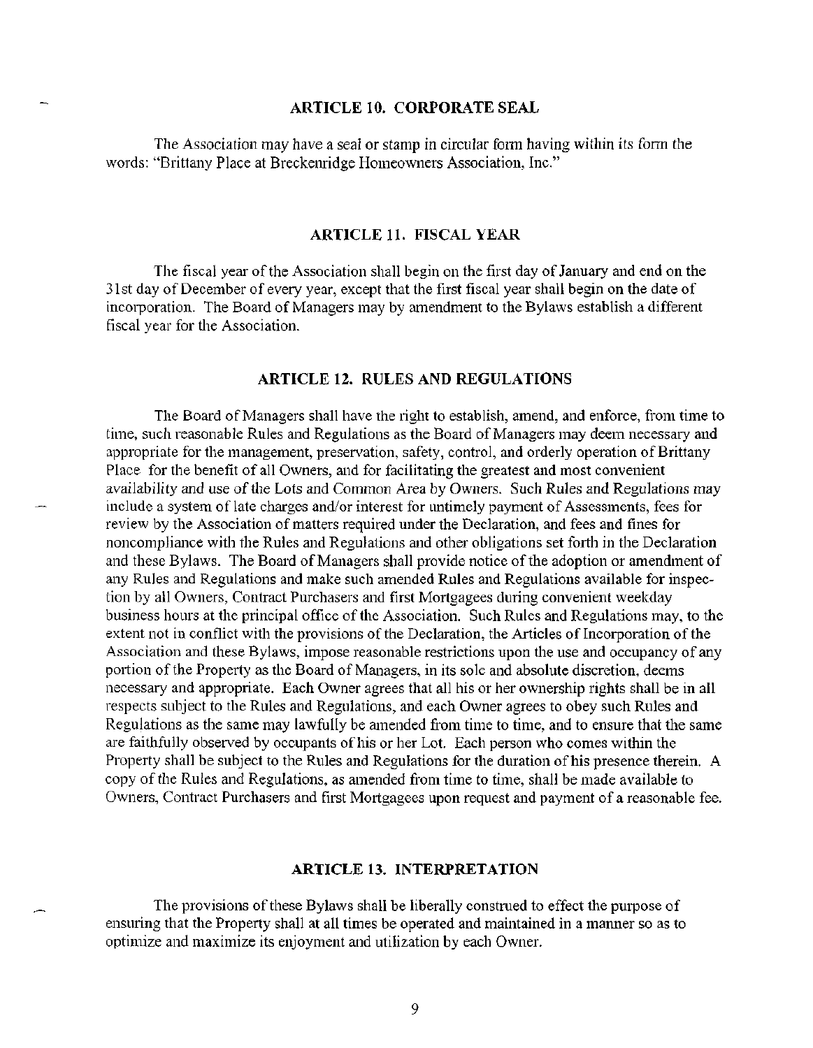## ARTICLE 10. CORPORATE SEAL

The Association may have a seal or stamp in circular form having within its form the words: "Brittany Place at Breckenridge Homeowners Association, Inc."

## ARTICLE 11. FISCAL YEAR

The fiscal year of the Association shall begin on the first day of January and end on the 31st day of December of every year, except that the first fiscal year shall begin on the date of incorporation. The Board of Managers may by amendment to the Bylaws establish a different fiscal year for the Association.

## ARTICLE 12. RULES AND REGULATIONS

The Board of Managers shall have the right to establish, amend, and enforce, from time to time, such reasonable Rules and Regulations as the Board of Managers may deem necessary and appropriate for the management, preservation, safety, control, and orderly operation of Brittany Place for the benefit of all Owners, and for facilitating the greatest and most convenient availability and use of the Lots and Common Area by Owners. Such Rules and Regulations may include a system of late charges and/or interest for untimely payment of Assessments, fees for review by the Association of matters required under the Declaration, and fees and fines for noncompliance with the Rules and Regulations and other obligations set forth in the Declaration and these Bylaws. The Board of Managers shall provide notice of the adoption or amendment of any Rules and Regulations and make such amended Rules and Regulations available for inspection by all Owners, Contract Purchasers and first Mortgagees during convenient weekday business hours at the principal office of the Association. Such Rules and Regulations may, to the extent not in conflict with the provisions of the Declaration, the Articles of Incorporation of the Association and these Bylaws, impose reasonable restrictions upon the use and occupancy of any portion of the Property as the Board of Managers, in its sole and absolute discretion, deems necessary and appropriate. Each Owner agrees that all his or her ownership rights shall be in all respects subject to the Rules and Regulations, and each Owner agrees to obey such Rules and Regulations as the same may lawfully be amended from time to time, and to ensure that the same are faithfully observed by occupants of his or her Lot. Each person who comes within the Property shall be subject to the Rules and Regulations for the duration of his presence therein. A copy of the Rules and Regulations, as amended from time to time, shall be made available to Owners, Contract Purchasers and first Mortgagees upon request and payment of a reasonable fee.

## ARTICLE 13. INTERPRETATION

The provisions of these Bylaws shall be liberally construed to effect the purpose of ensuring that the Property shall at all times be operated and maintained in a manner so as to optimize and maximize its enjoyment and utilization by each Owner.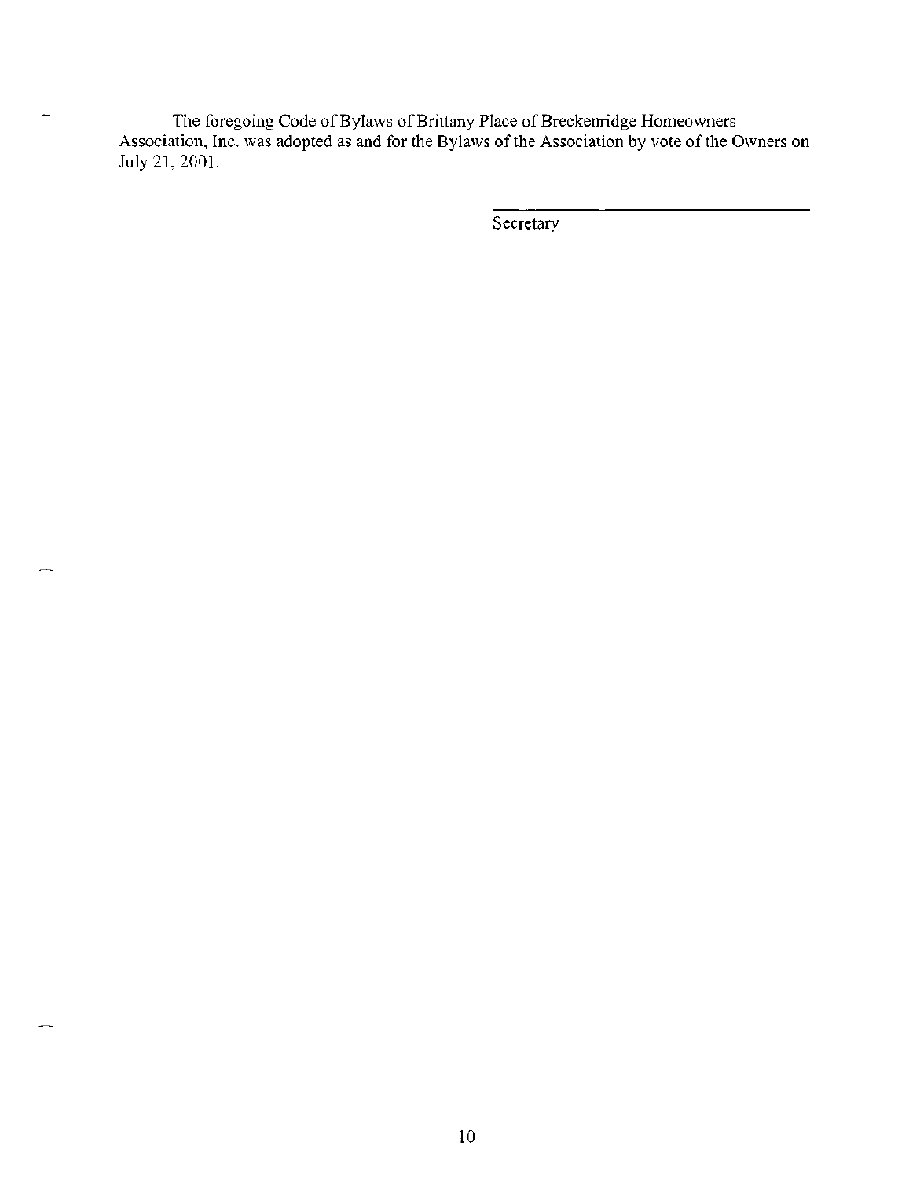The foregoing Code of Bylaws of Brittany Place of Breckenridge Homeowners Association, Inc. was adopted as and for the Bylaws of the Association by vote of the Owners on July 21, 2001.

\_\_\_\_\_\_\_\_\_\_\_\_\_\_\_\_\_\_\_\_\_\_\_\_\_\_\_\_\_\_\_\_\_\_\_\_\_\_
Secretary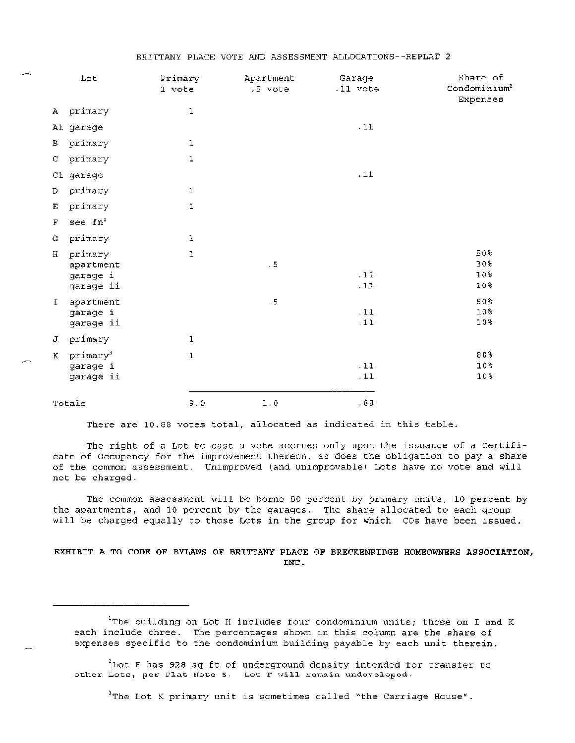BRITTANY PLACE VOTE AND ASSESSMENT ALLOCATIONS--REPLAT 2

| Lot | Primary 1 vote | Apartment .5 vote | Garage .11 vote | Share of Condominium[1] Expenses |
|---|---|---|---|---|
| A primary | 1 | | | |
| A1 garage | | | .11 | |
| B primary | 1 | | | |
| C primary | 1 | | | |
| C1 garage | | | .11 | |
| D primary | 1 | | | |
| E primary | 1 | | | |
| F see fn[2] | | | | |
| G primary | 1 | | | |
| H primary | 1 | | | 50% |
| apartment | | .5 | | 30% |
| garage i | | | .11 | 10% |
| garage ii | | | .11 | 10% |
| I apartment | | .5 | | 80% |
| garage i | | | .11 | 10% |
| garage ii | | | .11 | 10% |
| J primary | 1 | | | |
| K primary[3] | 1 | | | 80% |
| garage i | | | .11 | 10% |
| garage ii | | | .11 | 10% |
| Totals | 9.0 | 1.0 | .88 | |

There are 10.88 votes total, allocated as indicated in this table.

The right of a Lot to cast a vote accrues only upon the issuance of a Certificate of Occupancy for the improvement thereon, as does the obligation to pay a share of the common assessment. Unimproved (and unimprovable) Lots have no vote and will not be charged.

The common assessment will be borne 80 percent by primary units, 10 percent by the apartments, and 10 percent by the garages. The share allocated to each group will be charged equally to those Lots in the group for which COs have been issued.

**EXHIBIT A TO CODE OF BYLAWS OF BRITTANY PLACE OF BRECKENRIDGE HOMEOWNERS ASSOCIATION, INC.**

---

[1]The building on Lot H includes four condominium units; those on I and K each include three. The percentages shown in this column are the share of expenses specific to the condominium building payable by each unit therein.

[2]Lot F has 928 sq ft of underground density intended for transfer to other Lots, per Plat Note 5. Lot F will remain undeveloped.

[3]The Lot K primary unit is sometimes called "the Carriage House".